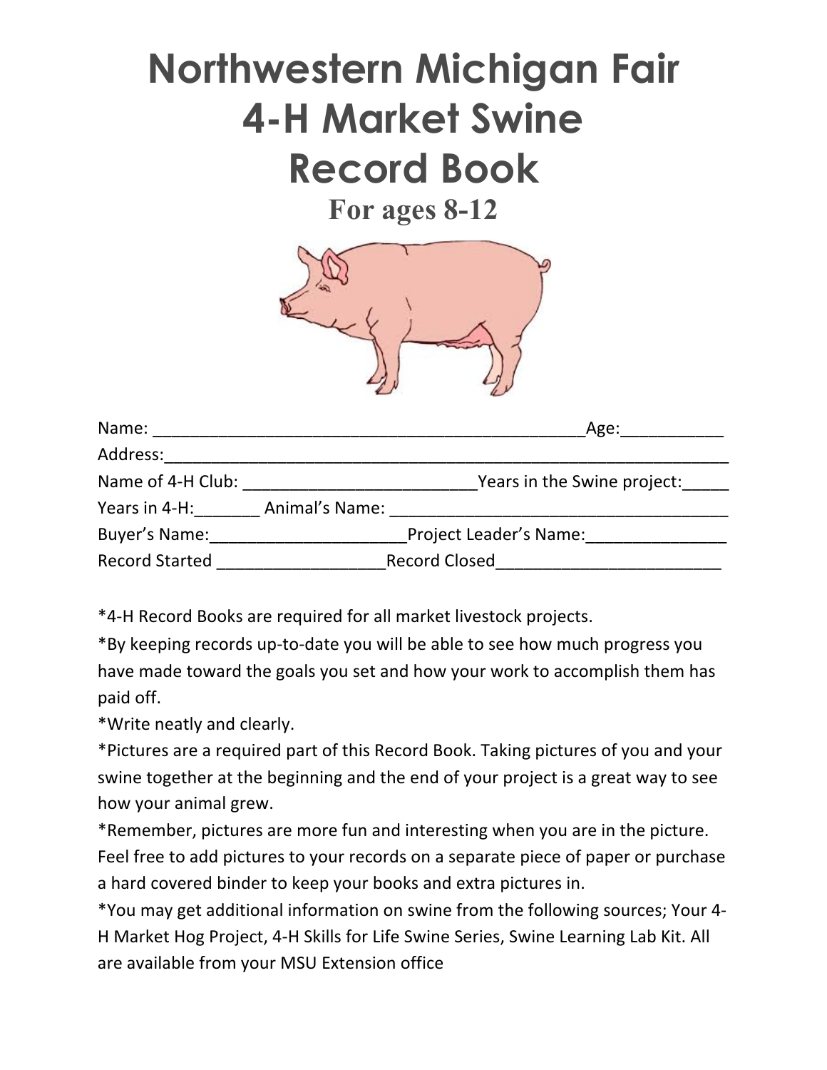# Northwestern Michigan Fair
# 4-H Market Swine
# Record Book

**For ages 8-12**

Name: ________________________________________________Age:___________

Address:_______________________________________________________________

Name of 4-H Club: __________________________Years in the Swine project:_____

Years in 4-H:_______ Animal's Name: ______________________________________

Buyer's Name:_____________________Project Leader's Name:_______________

Record Started __________________Record Closed________________________

*4-H Record Books are required for all market livestock projects.

*By keeping records up-to-date you will be able to see how much progress you have made toward the goals you set and how your work to accomplish them has paid off.

*Write neatly and clearly.

*Pictures are a required part of this Record Book. Taking pictures of you and your swine together at the beginning and the end of your project is a great way to see how your animal grew.

*Remember, pictures are more fun and interesting when you are in the picture. Feel free to add pictures to your records on a separate piece of paper or purchase a hard covered binder to keep your books and extra pictures in.

*You may get additional information on swine from the following sources; Your 4-H Market Hog Project, 4-H Skills for Life Swine Series, Swine Learning Lab Kit. All are available from your MSU Extension office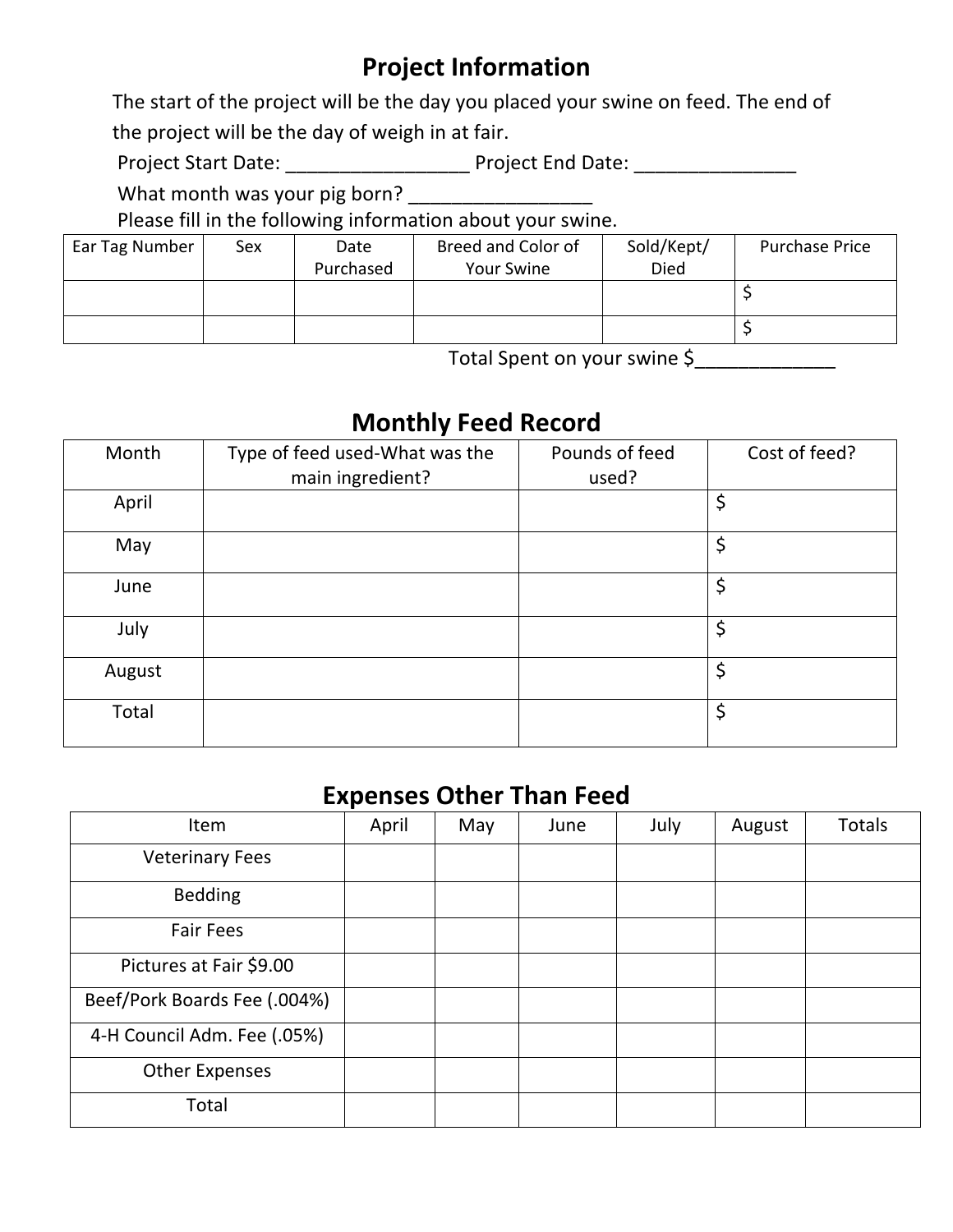## Project Information

The start of the project will be the day you placed your swine on feed. The end of the project will be the day of weigh in at fair.

Project Start Date: _________________ Project End Date: _______________

What month was your pig born? _________________

Please fill in the following information about your swine.

| Ear Tag Number | Sex | Date Purchased | Breed and Color of Your Swine | Sold/Kept/ Died | Purchase Price |
|---|---|---|---|---|---|
| | | | | | $ |
| | | | | | $ |

Total Spent on your swine $_____________

## Monthly Feed Record

| Month | Type of feed used-What was the main ingredient? | Pounds of feed used? | Cost of feed? |
|---|---|---|---|
| April | | | $ |
| May | | | $ |
| June | | | $ |
| July | | | $ |
| August | | | $ |
| Total | | | $ |

## Expenses Other Than Feed

| Item | April | May | June | July | August | Totals |
|---|---|---|---|---|---|---|
| Veterinary Fees | | | | | | |
| Bedding | | | | | | |
| Fair Fees | | | | | | |
| Pictures at Fair $9.00 | | | | | | |
| Beef/Pork Boards Fee (.004%) | | | | | | |
| 4-H Council Adm. Fee (.05%) | | | | | | |
| Other Expenses | | | | | | |
| Total | | | | | | |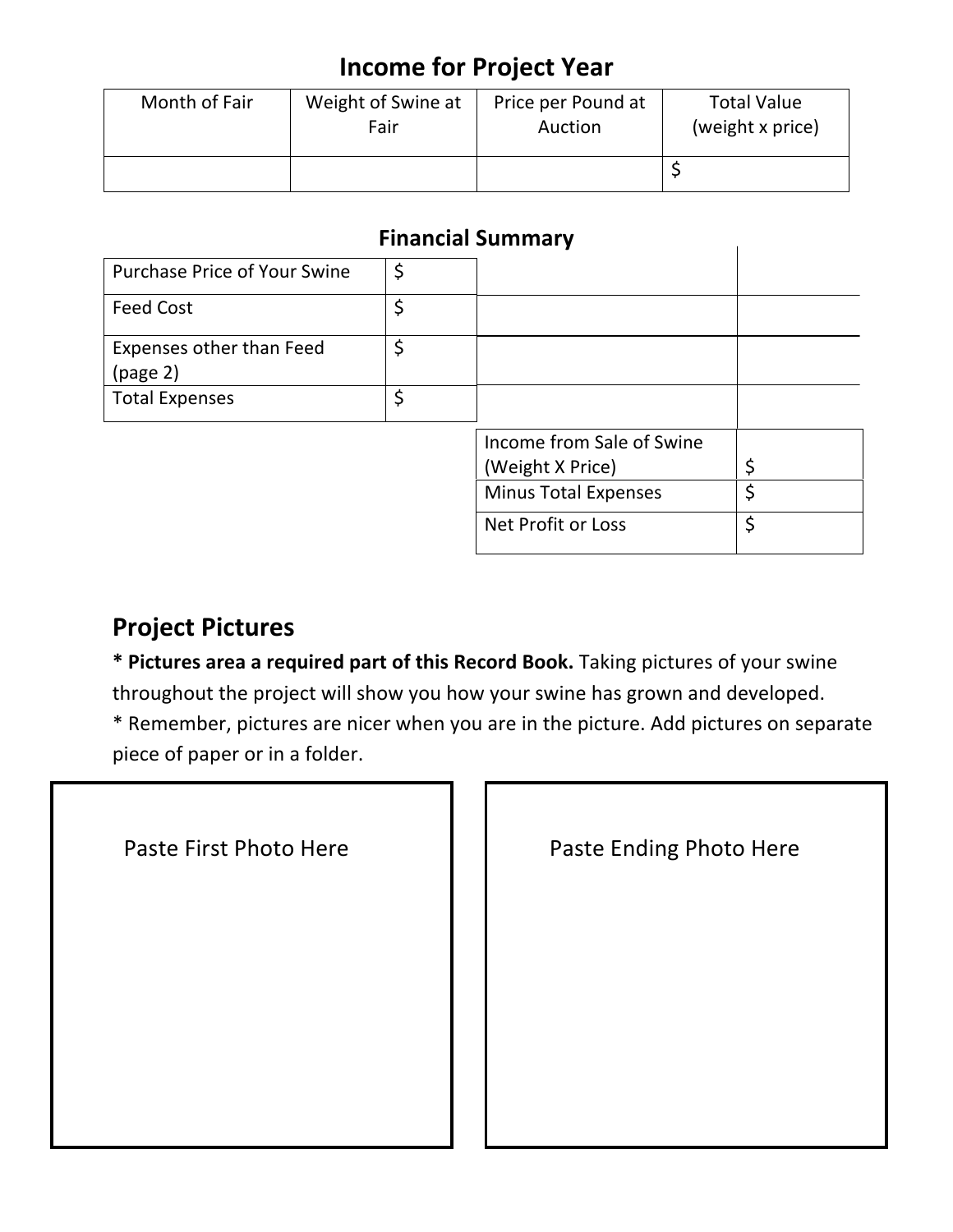## Income for Project Year

| Month of Fair | Weight of Swine at Fair | Price per Pound at Auction | Total Value (weight x price) |
|---|---|---|---|
| | | | $ |

## Financial Summary

| | |
|---|---|
| Purchase Price of Your Swine | $ |
| Feed Cost | $ |
| Expenses other than Feed (page 2) | $ |
| Total Expenses | $ |

| | |
|---|---|
| Income from Sale of Swine (Weight X Price) | $ |
| Minus Total Expenses | $ |
| Net Profit or Loss | $ |

## Project Pictures

**\* Pictures area a required part of this Record Book.** Taking pictures of your swine throughout the project will show you how your swine has grown and developed.

\* Remember, pictures are nicer when you are in the picture. Add pictures on separate piece of paper or in a folder.

| Paste First Photo Here | Paste Ending Photo Here |
|---|---|
| | |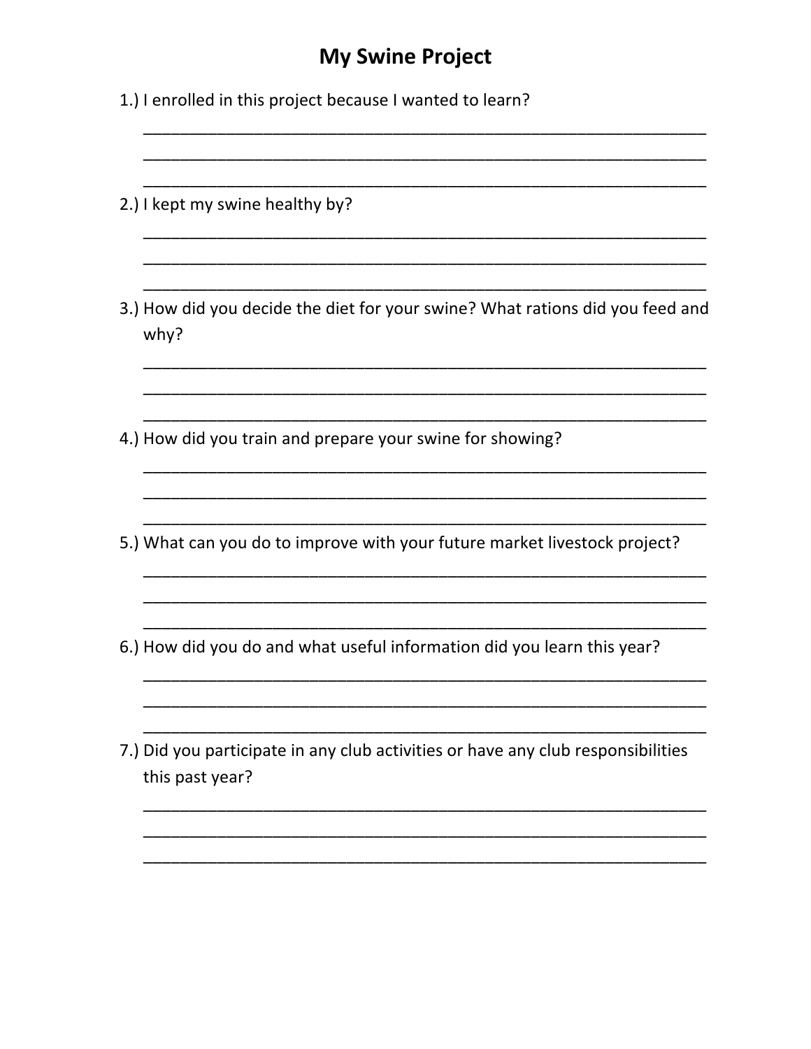# My Swine Project

1.) I enrolled in this project because I wanted to learn?

_______________________________________________________________

_______________________________________________________________

_______________________________________________________________

2.) I kept my swine healthy by?

_______________________________________________________________

_______________________________________________________________

_______________________________________________________________

3.) How did you decide the diet for your swine? What rations did you feed and why?

_______________________________________________________________

_______________________________________________________________

_______________________________________________________________

4.) How did you train and prepare your swine for showing?

_______________________________________________________________

_______________________________________________________________

_______________________________________________________________

5.) What can you do to improve with your future market livestock project?

_______________________________________________________________

_______________________________________________________________

_______________________________________________________________

6.) How did you do and what useful information did you learn this year?

_______________________________________________________________

_______________________________________________________________

_______________________________________________________________

7.) Did you participate in any club activities or have any club responsibilities this past year?

_______________________________________________________________

_______________________________________________________________

_______________________________________________________________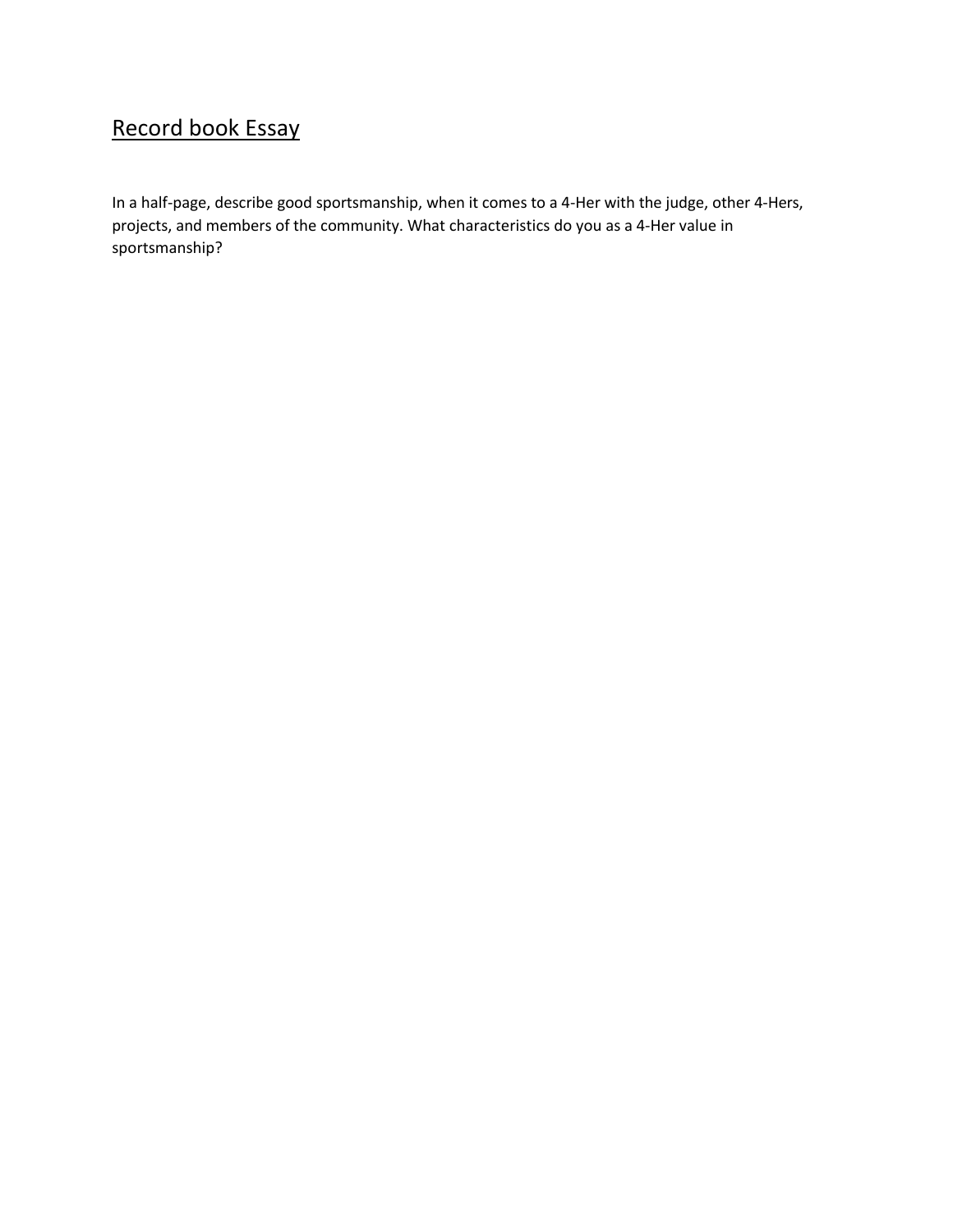## Record book Essay

In a half-page, describe good sportsmanship, when it comes to a 4-Her with the judge, other 4-Hers, projects, and members of the community. What characteristics do you as a 4-Her value in sportsmanship?